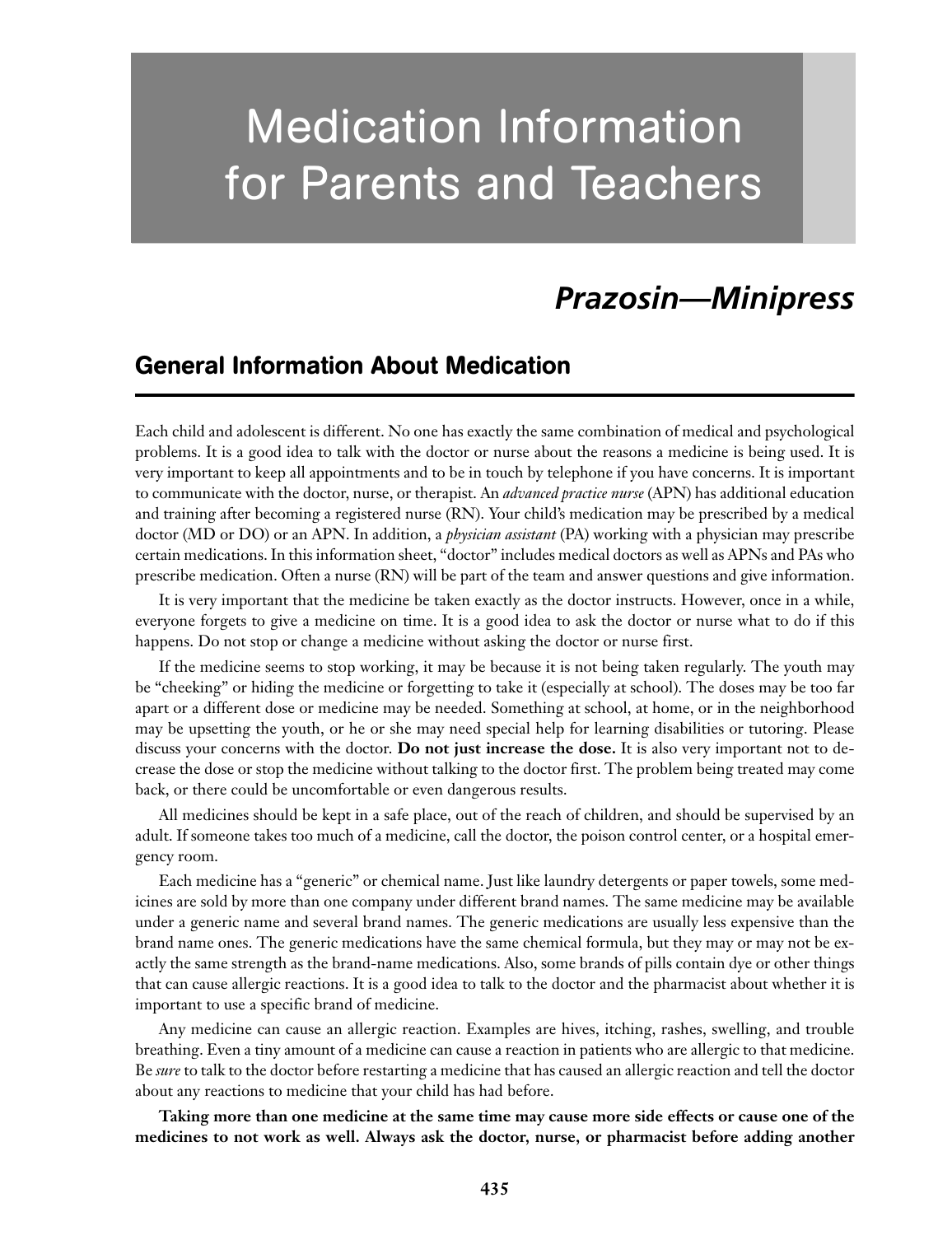# Medication Information for Parents and Teachers

## *Prazosin—Minipress*

### General Information About Medication

Each child and adolescent is different. No one has exactly the same combination of medical and psychological problems. It is a good idea to talk with the doctor or nurse about the reasons a medicine is being used. It is very important to keep all appointments and to be in touch by telephone if you have concerns. It is important to communicate with the doctor, nurse, or therapist. An *advanced practice nurse* (APN) has additional education and training after becoming a registered nurse (RN). Your child's medication may be prescribed by a medical doctor (MD or DO) or an APN. In addition, a *physician assistant* (PA) working with a physician may prescribe certain medications. In this information sheet, "doctor" includes medical doctors as well as APNs and PAs who prescribe medication. Often a nurse (RN) will be part of the team and answer questions and give information.

It is very important that the medicine be taken exactly as the doctor instructs. However, once in a while, everyone forgets to give a medicine on time. It is a good idea to ask the doctor or nurse what to do if this happens. Do not stop or change a medicine without asking the doctor or nurse first.

If the medicine seems to stop working, it may be because it is not being taken regularly. The youth may be "cheeking" or hiding the medicine or forgetting to take it (especially at school). The doses may be too far apart or a different dose or medicine may be needed. Something at school, at home, or in the neighborhood may be upsetting the youth, or he or she may need special help for learning disabilities or tutoring. Please discuss your concerns with the doctor. **Do not just increase the dose.** It is also very important not to decrease the dose or stop the medicine without talking to the doctor first. The problem being treated may come back, or there could be uncomfortable or even dangerous results.

All medicines should be kept in a safe place, out of the reach of children, and should be supervised by an adult. If someone takes too much of a medicine, call the doctor, the poison control center, or a hospital emergency room.

Each medicine has a "generic" or chemical name. Just like laundry detergents or paper towels, some medicines are sold by more than one company under different brand names. The same medicine may be available under a generic name and several brand names. The generic medications are usually less expensive than the brand name ones. The generic medications have the same chemical formula, but they may or may not be exactly the same strength as the brand-name medications. Also, some brands of pills contain dye or other things that can cause allergic reactions. It is a good idea to talk to the doctor and the pharmacist about whether it is important to use a specific brand of medicine.

Any medicine can cause an allergic reaction. Examples are hives, itching, rashes, swelling, and trouble breathing. Even a tiny amount of a medicine can cause a reaction in patients who are allergic to that medicine. Be *sure* to talk to the doctor before restarting a medicine that has caused an allergic reaction and tell the doctor about any reactions to medicine that your child has had before.

**Taking more than one medicine at the same time may cause more side effects or cause one of the medicines to not work as well. Always ask the doctor, nurse, or pharmacist before adding another**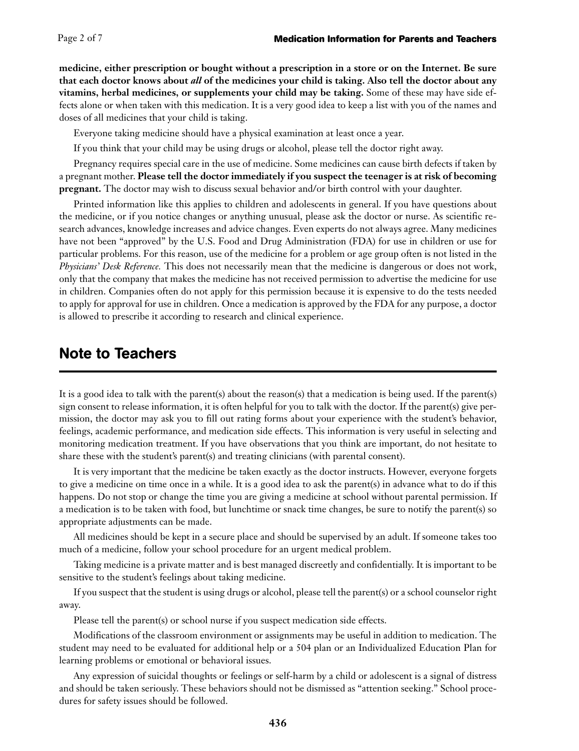**medicine, either prescription or bought without a prescription in a store or on the Internet. Be sure that each doctor knows about *all* of the medicines your child is taking. Also tell the doctor about any vitamins, herbal medicines, or supplements your child may be taking.** Some of these may have side effects alone or when taken with this medication. It is a very good idea to keep a list with you of the names and doses of all medicines that your child is taking.

Everyone taking medicine should have a physical examination at least once a year.

If you think that your child may be using drugs or alcohol, please tell the doctor right away.

Pregnancy requires special care in the use of medicine. Some medicines can cause birth defects if taken by a pregnant mother. **Please tell the doctor immediately if you suspect the teenager is at risk of becoming pregnant.** The doctor may wish to discuss sexual behavior and/or birth control with your daughter.

Printed information like this applies to children and adolescents in general. If you have questions about the medicine, or if you notice changes or anything unusual, please ask the doctor or nurse. As scientific research advances, knowledge increases and advice changes. Even experts do not always agree. Many medicines have not been "approved" by the U.S. Food and Drug Administration (FDA) for use in children or use for particular problems. For this reason, use of the medicine for a problem or age group often is not listed in the *Physicians' Desk Reference.* This does not necessarily mean that the medicine is dangerous or does not work, only that the company that makes the medicine has not received permission to advertise the medicine for use in children. Companies often do not apply for this permission because it is expensive to do the tests needed to apply for approval for use in children. Once a medication is approved by the FDA for any purpose, a doctor is allowed to prescribe it according to research and clinical experience.

## Note to Teachers

It is a good idea to talk with the parent(s) about the reason(s) that a medication is being used. If the parent(s) sign consent to release information, it is often helpful for you to talk with the doctor. If the parent(s) give permission, the doctor may ask you to fill out rating forms about your experience with the student's behavior, feelings, academic performance, and medication side effects. This information is very useful in selecting and monitoring medication treatment. If you have observations that you think are important, do not hesitate to share these with the student's parent(s) and treating clinicians (with parental consent).

It is very important that the medicine be taken exactly as the doctor instructs. However, everyone forgets to give a medicine on time once in a while. It is a good idea to ask the parent(s) in advance what to do if this happens. Do not stop or change the time you are giving a medicine at school without parental permission. If a medication is to be taken with food, but lunchtime or snack time changes, be sure to notify the parent(s) so appropriate adjustments can be made.

All medicines should be kept in a secure place and should be supervised by an adult. If someone takes too much of a medicine, follow your school procedure for an urgent medical problem.

Taking medicine is a private matter and is best managed discreetly and confidentially. It is important to be sensitive to the student's feelings about taking medicine.

If you suspect that the student is using drugs or alcohol, please tell the parent(s) or a school counselor right away.

Please tell the parent(s) or school nurse if you suspect medication side effects.

Modifications of the classroom environment or assignments may be useful in addition to medication. The student may need to be evaluated for additional help or a 504 plan or an Individualized Education Plan for learning problems or emotional or behavioral issues.

Any expression of suicidal thoughts or feelings or self-harm by a child or adolescent is a signal of distress and should be taken seriously. These behaviors should not be dismissed as "attention seeking." School procedures for safety issues should be followed.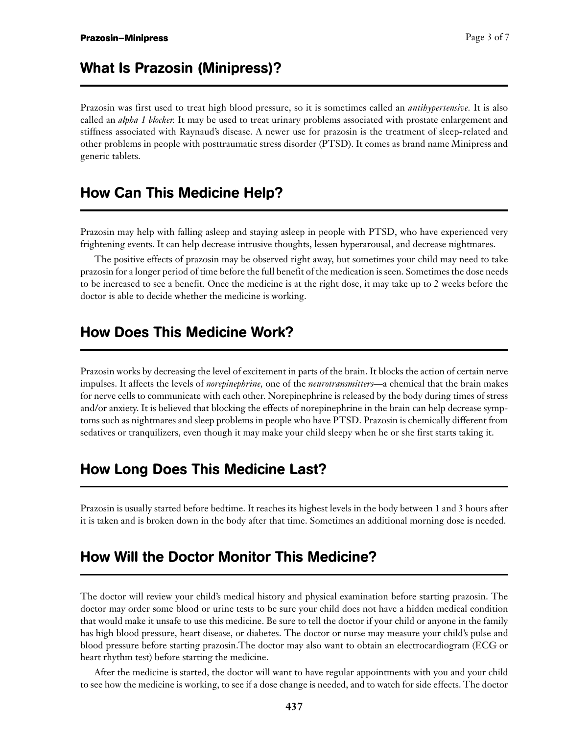## What Is Prazosin (Minipress)?

Prazosin was first used to treat high blood pressure, so it is sometimes called an *antihypertensive.* It is also called an *alpha 1 blocker.* It may be used to treat urinary problems associated with prostate enlargement and stiffness associated with Raynaud's disease. A newer use for prazosin is the treatment of sleep-related and other problems in people with posttraumatic stress disorder (PTSD). It comes as brand name Minipress and generic tablets.

## How Can This Medicine Help?

Prazosin may help with falling asleep and staying asleep in people with PTSD, who have experienced very frightening events. It can help decrease intrusive thoughts, lessen hyperarousal, and decrease nightmares.

The positive effects of prazosin may be observed right away, but sometimes your child may need to take prazosin for a longer period of time before the full benefit of the medication is seen. Sometimes the dose needs to be increased to see a benefit. Once the medicine is at the right dose, it may take up to 2 weeks before the doctor is able to decide whether the medicine is working.

## How Does This Medicine Work?

Prazosin works by decreasing the level of excitement in parts of the brain. It blocks the action of certain nerve impulses. It affects the levels of *norepinephrine,* one of the *neurotransmitters*—a chemical that the brain makes for nerve cells to communicate with each other. Norepinephrine is released by the body during times of stress and/or anxiety. It is believed that blocking the effects of norepinephrine in the brain can help decrease symptoms such as nightmares and sleep problems in people who have PTSD. Prazosin is chemically different from sedatives or tranquilizers, even though it may make your child sleepy when he or she first starts taking it.

## How Long Does This Medicine Last?

Prazosin is usually started before bedtime. It reaches its highest levels in the body between 1 and 3 hours after it is taken and is broken down in the body after that time. Sometimes an additional morning dose is needed.

## How Will the Doctor Monitor This Medicine?

The doctor will review your child's medical history and physical examination before starting prazosin. The doctor may order some blood or urine tests to be sure your child does not have a hidden medical condition that would make it unsafe to use this medicine. Be sure to tell the doctor if your child or anyone in the family has high blood pressure, heart disease, or diabetes. The doctor or nurse may measure your child's pulse and blood pressure before starting prazosin.The doctor may also want to obtain an electrocardiogram (ECG or heart rhythm test) before starting the medicine.

After the medicine is started, the doctor will want to have regular appointments with you and your child to see how the medicine is working, to see if a dose change is needed, and to watch for side effects. The doctor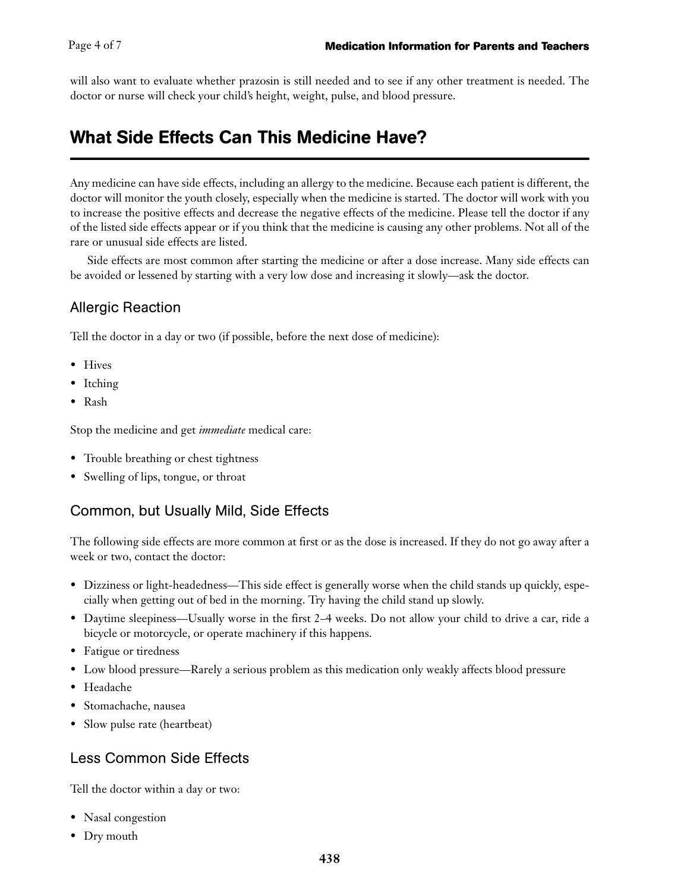will also want to evaluate whether prazosin is still needed and to see if any other treatment is needed. The doctor or nurse will check your child's height, weight, pulse, and blood pressure.

## What Side Effects Can This Medicine Have?

Any medicine can have side effects, including an allergy to the medicine. Because each patient is different, the doctor will monitor the youth closely, especially when the medicine is started. The doctor will work with you to increase the positive effects and decrease the negative effects of the medicine. Please tell the doctor if any of the listed side effects appear or if you think that the medicine is causing any other problems. Not all of the rare or unusual side effects are listed.

Side effects are most common after starting the medicine or after a dose increase. Many side effects can be avoided or lessened by starting with a very low dose and increasing it slowly—ask the doctor.

### Allergic Reaction

Tell the doctor in a day or two (if possible, before the next dose of medicine):

- Hives
- Itching
- Rash

Stop the medicine and get *immediate* medical care:

- Trouble breathing or chest tightness
- Swelling of lips, tongue, or throat

### Common, but Usually Mild, Side Effects

The following side effects are more common at first or as the dose is increased. If they do not go away after a week or two, contact the doctor:

- Dizziness or light-headedness—This side effect is generally worse when the child stands up quickly, especially when getting out of bed in the morning. Try having the child stand up slowly.
- Daytime sleepiness—Usually worse in the first 2–4 weeks. Do not allow your child to drive a car, ride a bicycle or motorcycle, or operate machinery if this happens.
- Fatigue or tiredness
- Low blood pressure—Rarely a serious problem as this medication only weakly affects blood pressure
- Headache
- Stomachache, nausea
- Slow pulse rate (heartbeat)

### Less Common Side Effects

Tell the doctor within a day or two:

- Nasal congestion
- Dry mouth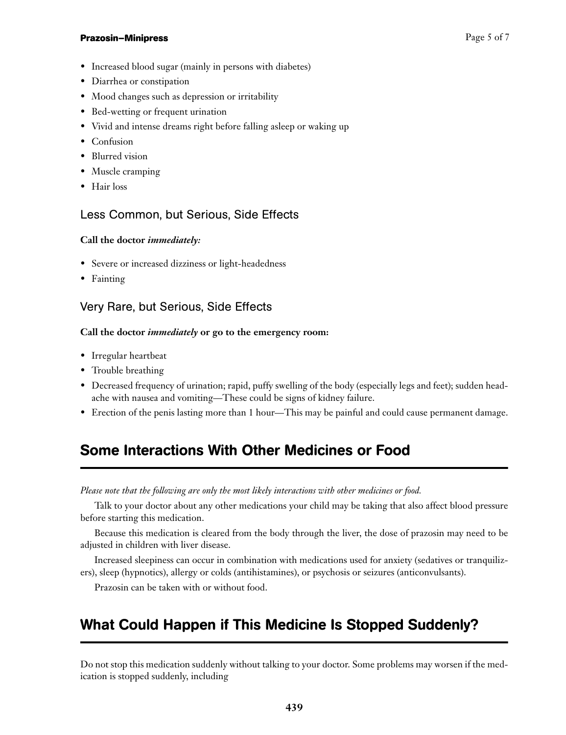- Increased blood sugar (mainly in persons with diabetes)
- Diarrhea or constipation
- Mood changes such as depression or irritability
- Bed-wetting or frequent urination
- Vivid and intense dreams right before falling asleep or waking up
- Confusion
- Blurred vision
- Muscle cramping
- Hair loss

### Less Common, but Serious, Side Effects

**Call the doctor *immediately:***

- Severe or increased dizziness or light-headedness
- Fainting

### Very Rare, but Serious, Side Effects

**Call the doctor *immediately* or go to the emergency room:**

- Irregular heartbeat
- Trouble breathing
- Decreased frequency of urination; rapid, puffy swelling of the body (especially legs and feet); sudden headache with nausea and vomiting—These could be signs of kidney failure.
- Erection of the penis lasting more than 1 hour—This may be painful and could cause permanent damage.

## Some Interactions With Other Medicines or Food

*Please note that the following are only the most likely interactions with other medicines or food.*

Talk to your doctor about any other medications your child may be taking that also affect blood pressure before starting this medication.

Because this medication is cleared from the body through the liver, the dose of prazosin may need to be adjusted in children with liver disease.

Increased sleepiness can occur in combination with medications used for anxiety (sedatives or tranquilizers), sleep (hypnotics), allergy or colds (antihistamines), or psychosis or seizures (anticonvulsants).

Prazosin can be taken with or without food.

## What Could Happen if This Medicine Is Stopped Suddenly?

Do not stop this medication suddenly without talking to your doctor. Some problems may worsen if the medication is stopped suddenly, including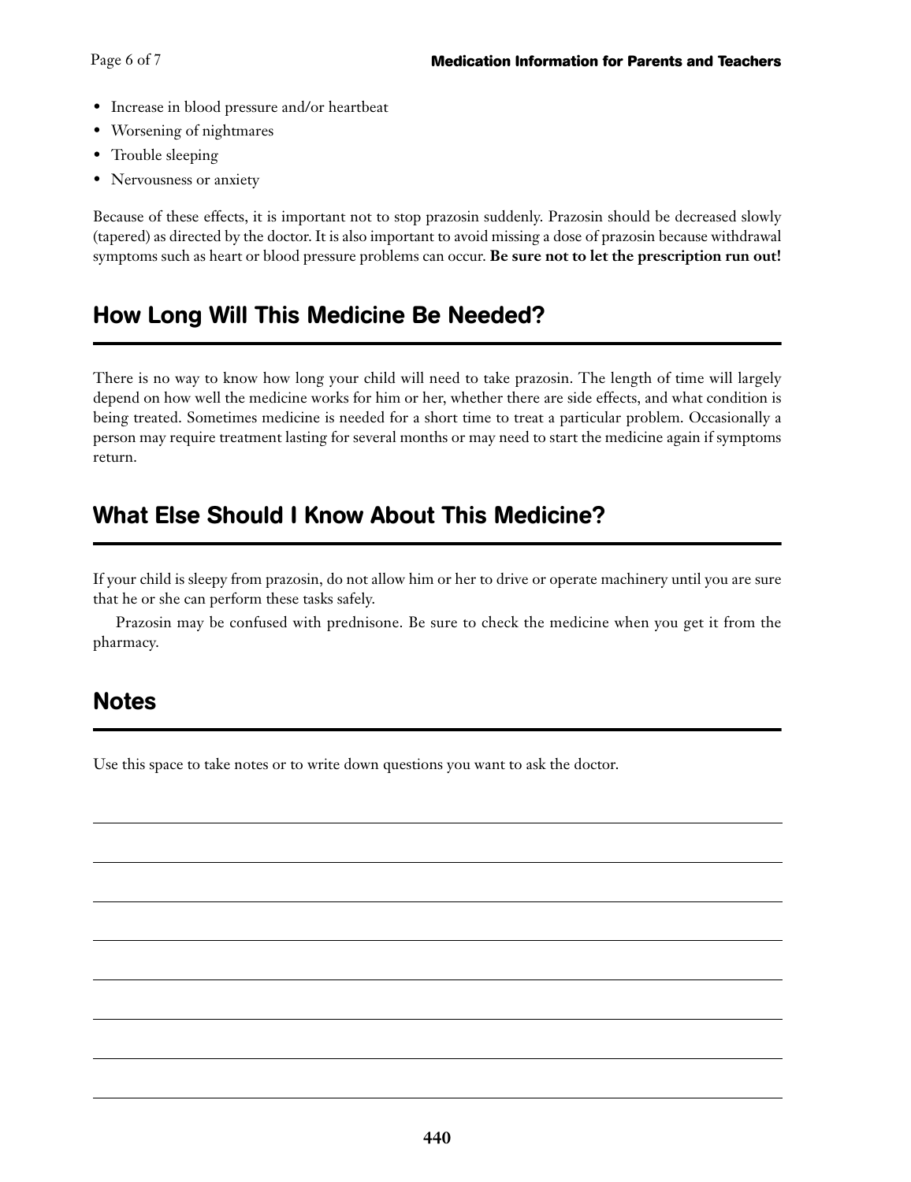- Increase in blood pressure and/or heartbeat
- Worsening of nightmares
- Trouble sleeping
- Nervousness or anxiety

Because of these effects, it is important not to stop prazosin suddenly. Prazosin should be decreased slowly (tapered) as directed by the doctor. It is also important to avoid missing a dose of prazosin because withdrawal symptoms such as heart or blood pressure problems can occur. **Be sure not to let the prescription run out!**

## How Long Will This Medicine Be Needed?

There is no way to know how long your child will need to take prazosin. The length of time will largely depend on how well the medicine works for him or her, whether there are side effects, and what condition is being treated. Sometimes medicine is needed for a short time to treat a particular problem. Occasionally a person may require treatment lasting for several months or may need to start the medicine again if symptoms return.

## What Else Should I Know About This Medicine?

If your child is sleepy from prazosin, do not allow him or her to drive or operate machinery until you are sure that he or she can perform these tasks safely.

Prazosin may be confused with prednisone. Be sure to check the medicine when you get it from the pharmacy.

## Notes

Use this space to take notes or to write down questions you want to ask the doctor.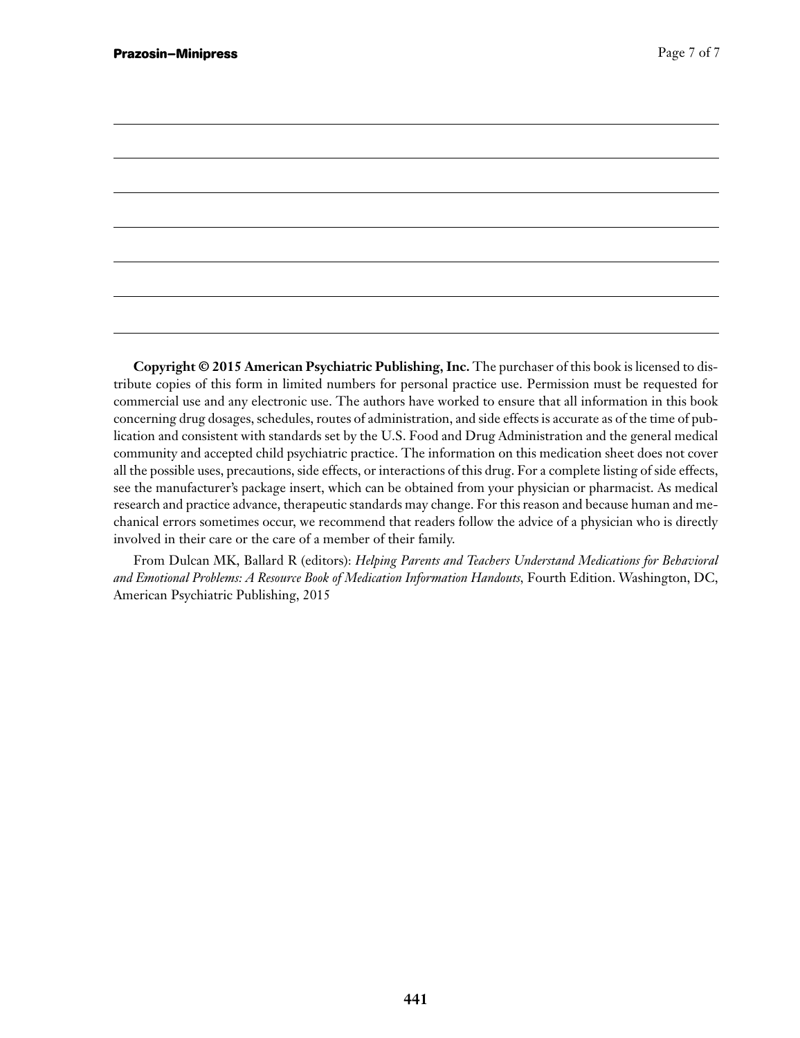**Copyright © 2015 American Psychiatric Publishing, Inc.** The purchaser of this book is licensed to distribute copies of this form in limited numbers for personal practice use. Permission must be requested for commercial use and any electronic use. The authors have worked to ensure that all information in this book concerning drug dosages, schedules, routes of administration, and side effects is accurate as of the time of publication and consistent with standards set by the U.S. Food and Drug Administration and the general medical community and accepted child psychiatric practice. The information on this medication sheet does not cover all the possible uses, precautions, side effects, or interactions of this drug. For a complete listing of side effects, see the manufacturer's package insert, which can be obtained from your physician or pharmacist. As medical research and practice advance, therapeutic standards may change. For this reason and because human and mechanical errors sometimes occur, we recommend that readers follow the advice of a physician who is directly involved in their care or the care of a member of their family.

From Dulcan MK, Ballard R (editors): *Helping Parents and Teachers Understand Medications for Behavioral and Emotional Problems: A Resource Book of Medication Information Handouts*, Fourth Edition. Washington, DC, American Psychiatric Publishing, 2015